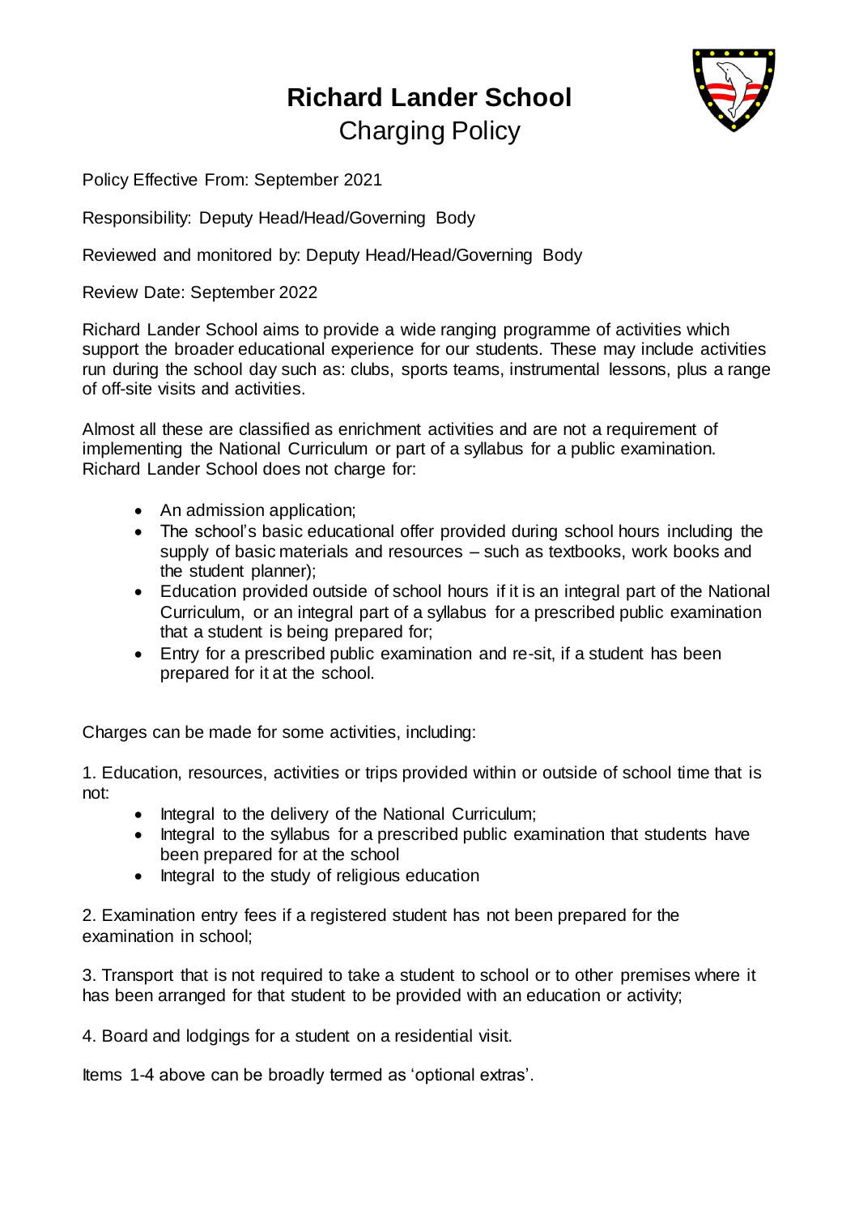# Richard Lander School

## Charging Policy

Policy Effective From: September 2021

Responsibility: Deputy Head/Head/Governing Body

Reviewed and monitored by: Deputy Head/Head/Governing Body

Review Date: September 2022

Richard Lander School aims to provide a wide ranging programme of activities which support the broader educational experience for our students. These may include activities run during the school day such as: clubs, sports teams, instrumental lessons, plus a range of off-site visits and activities.

Almost all these are classified as enrichment activities and are not a requirement of implementing the National Curriculum or part of a syllabus for a public examination. Richard Lander School does not charge for:

- An admission application;
- The school's basic educational offer provided during school hours including the supply of basic materials and resources – such as textbooks, work books and the student planner);
- Education provided outside of school hours if it is an integral part of the National Curriculum, or an integral part of a syllabus for a prescribed public examination that a student is being prepared for;
- Entry for a prescribed public examination and re-sit, if a student has been prepared for it at the school.

Charges can be made for some activities, including:

1. Education, resources, activities or trips provided within or outside of school time that is not:
    - Integral to the delivery of the National Curriculum;
    - Integral to the syllabus for a prescribed public examination that students have been prepared for at the school
    - Integral to the study of religious education

2. Examination entry fees if a registered student has not been prepared for the examination in school;

3. Transport that is not required to take a student to school or to other premises where it has been arranged for that student to be provided with an education or activity;

4. Board and lodgings for a student on a residential visit.

Items 1-4 above can be broadly termed as 'optional extras'.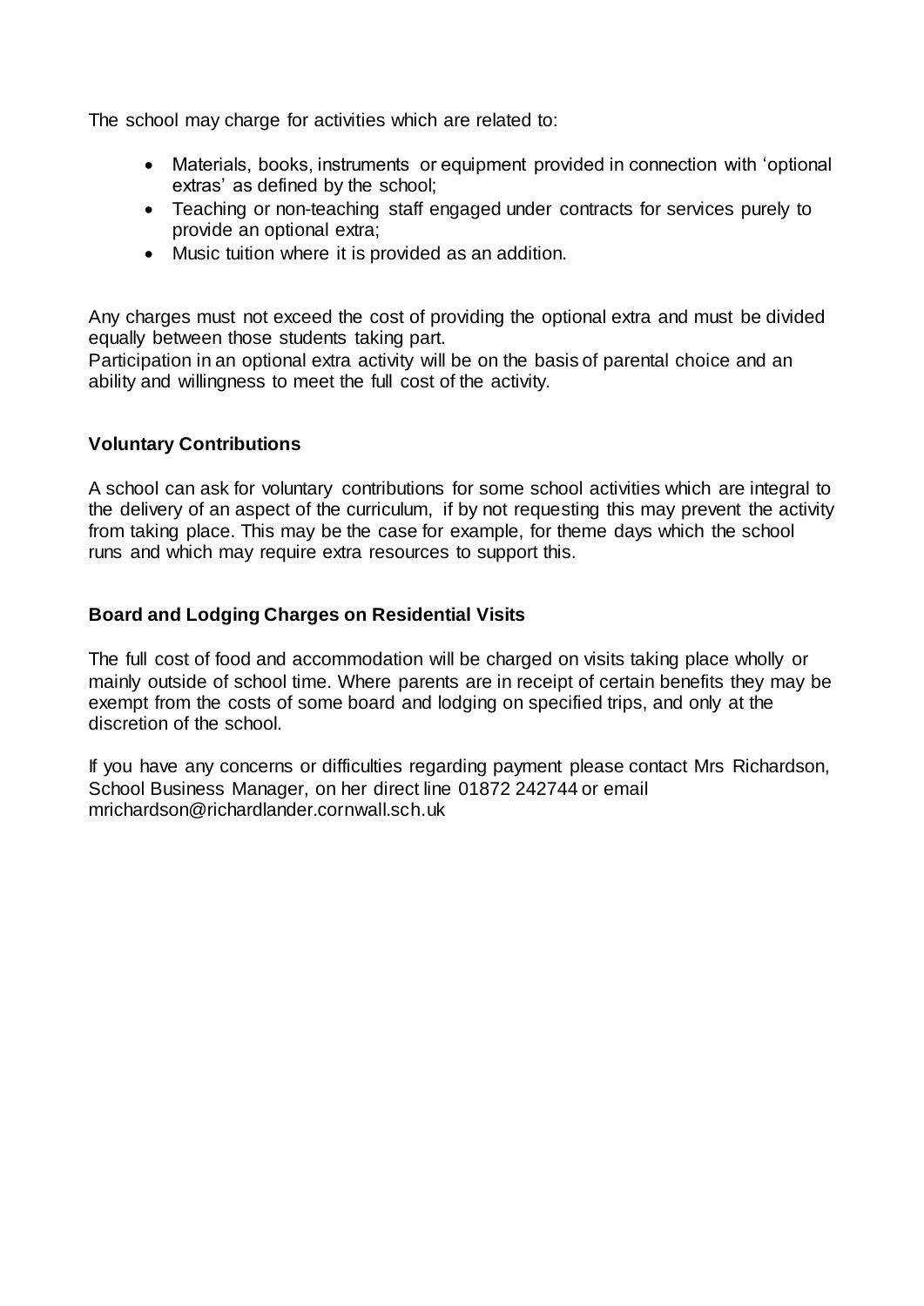The school may charge for activities which are related to:

- Materials, books, instruments or equipment provided in connection with 'optional extras' as defined by the school;
- Teaching or non-teaching staff engaged under contracts for services purely to provide an optional extra;
- Music tuition where it is provided as an addition.

Any charges must not exceed the cost of providing the optional extra and must be divided equally between those students taking part.
Participation in an optional extra activity will be on the basis of parental choice and an ability and willingness to meet the full cost of the activity.

**Voluntary Contributions**

A school can ask for voluntary contributions for some school activities which are integral to the delivery of an aspect of the curriculum, if by not requesting this may prevent the activity from taking place. This may be the case for example, for theme days which the school runs and which may require extra resources to support this.

**Board and Lodging Charges on Residential Visits**

The full cost of food and accommodation will be charged on visits taking place wholly or mainly outside of school time. Where parents are in receipt of certain benefits they may be exempt from the costs of some board and lodging on specified trips, and only at the discretion of the school.

If you have any concerns or difficulties regarding payment please contact Mrs Richardson, School Business Manager, on her direct line 01872 242744 or email mrichardson@richardlander.cornwall.sch.uk